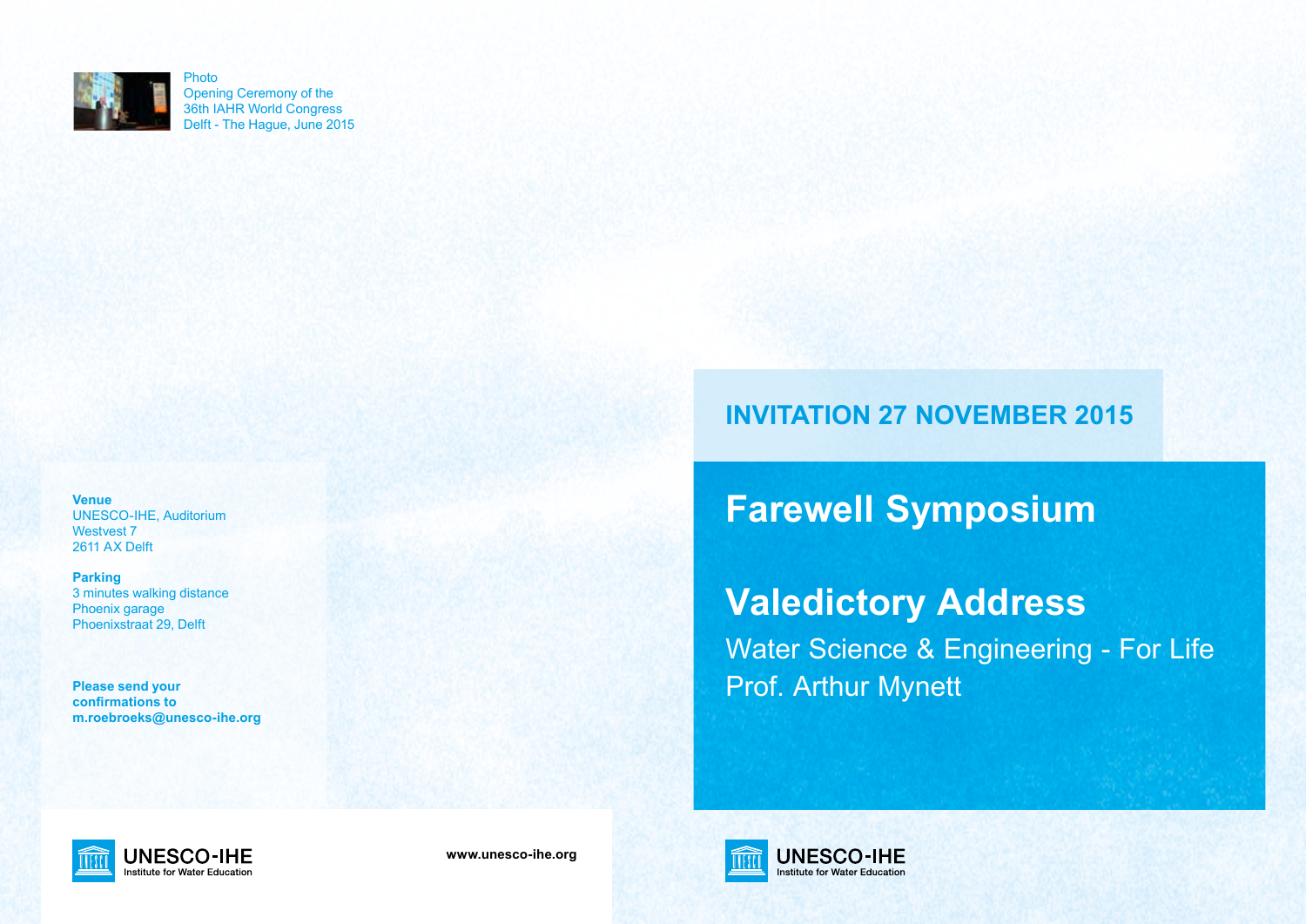Photo
Opening Ceremony of the
36th IAHR World Congress
Delft - The Hague, June 2015

**Venue**
UNESCO-IHE, Auditorium
Westvest 7
2611 AX Delft

**Parking**
3 minutes walking distance
Phoenix garage
Phoenixstraat 29, Delft

**Please send your confirmations to m.roebroeks@unesco-ihe.org**

UNESCO-IHE
Institute for Water Education

www.unesco-ihe.org

## INVITATION 27 NOVEMBER 2015

# Farewell Symposium

# Valedictory Address

Water Science & Engineering - For Life
Prof. Arthur Mynett

UNESCO-IHE
Institute for Water Education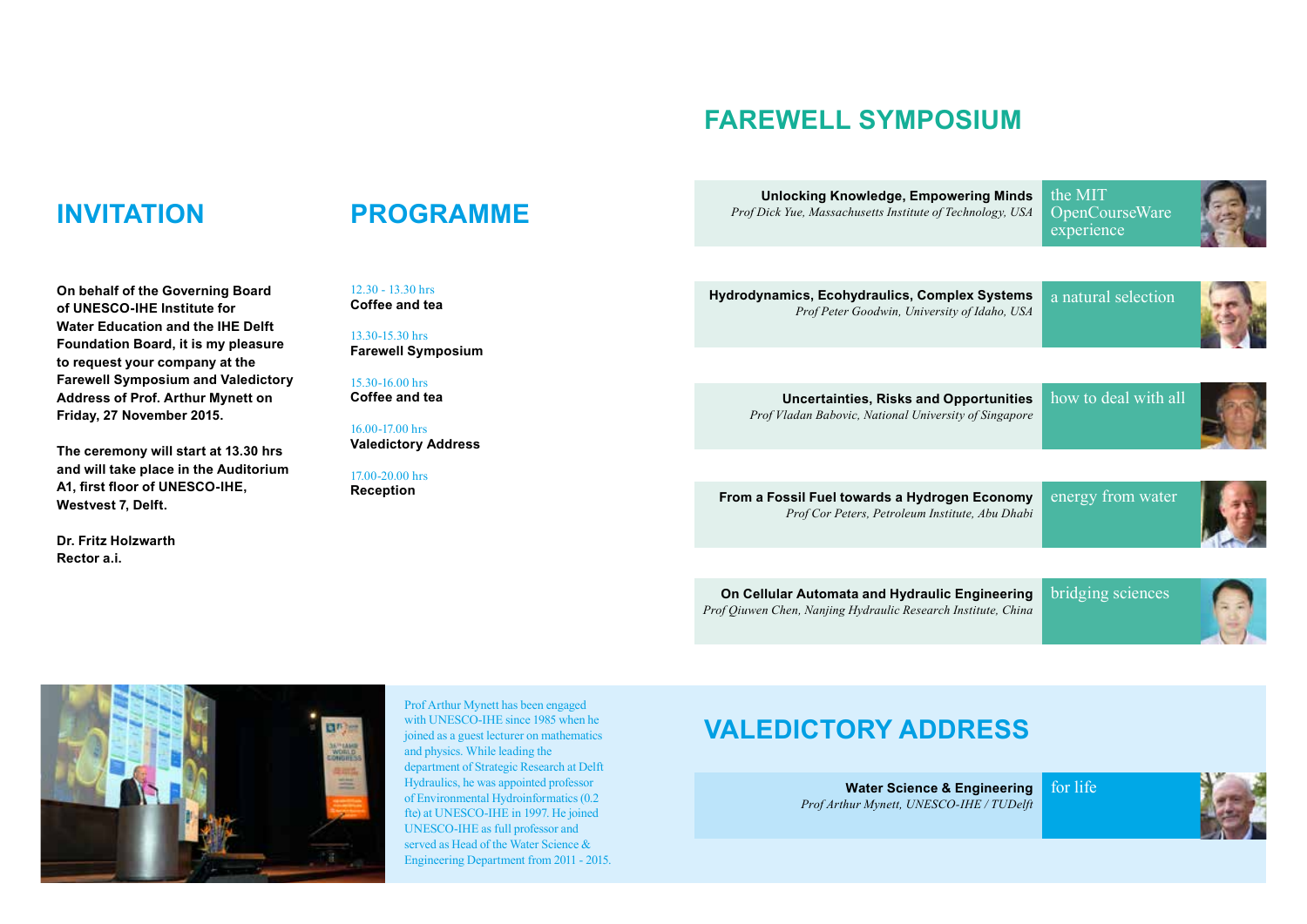## INVITATION

**On behalf of the Governing Board of UNESCO-IHE Institute for Water Education and the IHE Delft Foundation Board, it is my pleasure to request your company at the Farewell Symposium and Valedictory Address of Prof. Arthur Mynett on Friday, 27 November 2015.**

**The ceremony will start at 13.30 hrs and will take place in the Auditorium A1, first floor of UNESCO-IHE, Westvest 7, Delft.**

**Dr. Fritz Holzwarth**
**Rector a.i.**

## PROGRAMME

12.30 - 13.30 hrs
**Coffee and tea**

13.30-15.30 hrs
**Farewell Symposium**

15.30-16.00 hrs
**Coffee and tea**

16.00-17.00 hrs
**Valedictory Address**

17.00-20.00 hrs
**Reception**

## FAREWELL SYMPOSIUM

**Unlocking Knowledge, Empowering Minds**
*Prof Dick Yue, Massachusetts Institute of Technology, USA*
the MIT OpenCourseWare experience

**Hydrodynamics, Ecohydraulics, Complex Systems**
*Prof Peter Goodwin, University of Idaho, USA*
a natural selection

**Uncertainties, Risks and Opportunities**
*Prof Vladan Babovic, National University of Singapore*
how to deal with all

**From a Fossil Fuel towards a Hydrogen Economy**
*Prof Cor Peters, Petroleum Institute, Abu Dhabi*
energy from water

**On Cellular Automata and Hydraulic Engineering**
*Prof Qiuwen Chen, Nanjing Hydraulic Research Institute, China*
bridging sciences

Prof Arthur Mynett has been engaged with UNESCO-IHE since 1985 when he joined as a guest lecturer on mathematics and physics. While leading the department of Strategic Research at Delft Hydraulics, he was appointed professor of Environmental Hydroinformatics (0.2 fte) at UNESCO-IHE in 1997. He joined UNESCO-IHE as full professor and served as Head of the Water Science & Engineering Department from 2011 - 2015.

## VALEDICTORY ADDRESS

**Water Science & Engineering**
*Prof Arthur Mynett, UNESCO-IHE / TUDelft*
for life